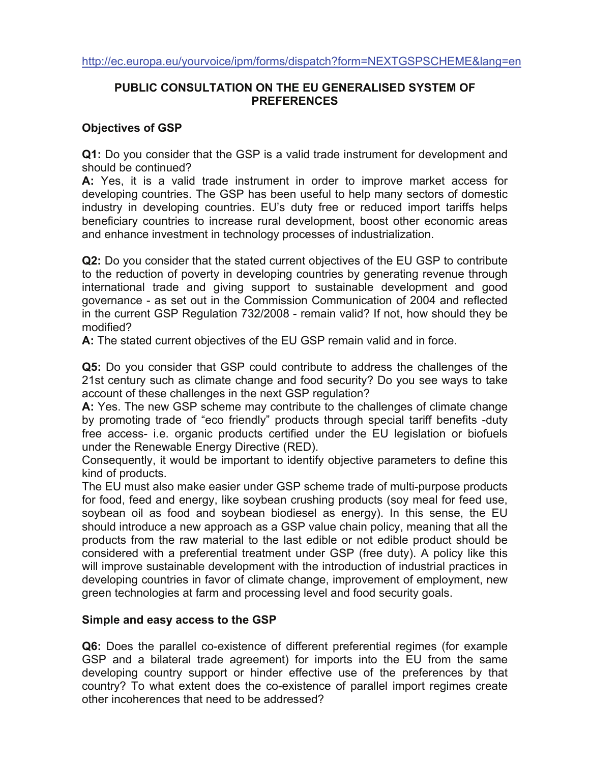http://ec.europa.eu/yourvoice/ipm/forms/dispatch?form=NEXTGSPSCHEME&lang=en

# PUBLIC CONSULTATION ON THE EU GENERALISED SYSTEM OF PREFERENCES

## Objectives of GSP

**Q1:** Do you consider that the GSP is a valid trade instrument for development and should be continued?
**A:** Yes, it is a valid trade instrument in order to improve market access for developing countries. The GSP has been useful to help many sectors of domestic industry in developing countries. EU's duty free or reduced import tariffs helps beneficiary countries to increase rural development, boost other economic areas and enhance investment in technology processes of industrialization.

**Q2:** Do you consider that the stated current objectives of the EU GSP to contribute to the reduction of poverty in developing countries by generating revenue through international trade and giving support to sustainable development and good governance - as set out in the Commission Communication of 2004 and reflected in the current GSP Regulation 732/2008 - remain valid? If not, how should they be modified?
**A:** The stated current objectives of the EU GSP remain valid and in force.

**Q5:** Do you consider that GSP could contribute to address the challenges of the 21st century such as climate change and food security? Do you see ways to take account of these challenges in the next GSP regulation?
**A:** Yes. The new GSP scheme may contribute to the challenges of climate change by promoting trade of "eco friendly" products through special tariff benefits -duty free access- i.e. organic products certified under the EU legislation or biofuels under the Renewable Energy Directive (RED).
Consequently, it would be important to identify objective parameters to define this kind of products.
The EU must also make easier under GSP scheme trade of multi-purpose products for food, feed and energy, like soybean crushing products (soy meal for feed use, soybean oil as food and soybean biodiesel as energy). In this sense, the EU should introduce a new approach as a GSP value chain policy, meaning that all the products from the raw material to the last edible or not edible product should be considered with a preferential treatment under GSP (free duty). A policy like this will improve sustainable development with the introduction of industrial practices in developing countries in favor of climate change, improvement of employment, new green technologies at farm and processing level and food security goals.

## Simple and easy access to the GSP

**Q6:** Does the parallel co-existence of different preferential regimes (for example GSP and a bilateral trade agreement) for imports into the EU from the same developing country support or hinder effective use of the preferences by that country? To what extent does the co-existence of parallel import regimes create other incoherences that need to be addressed?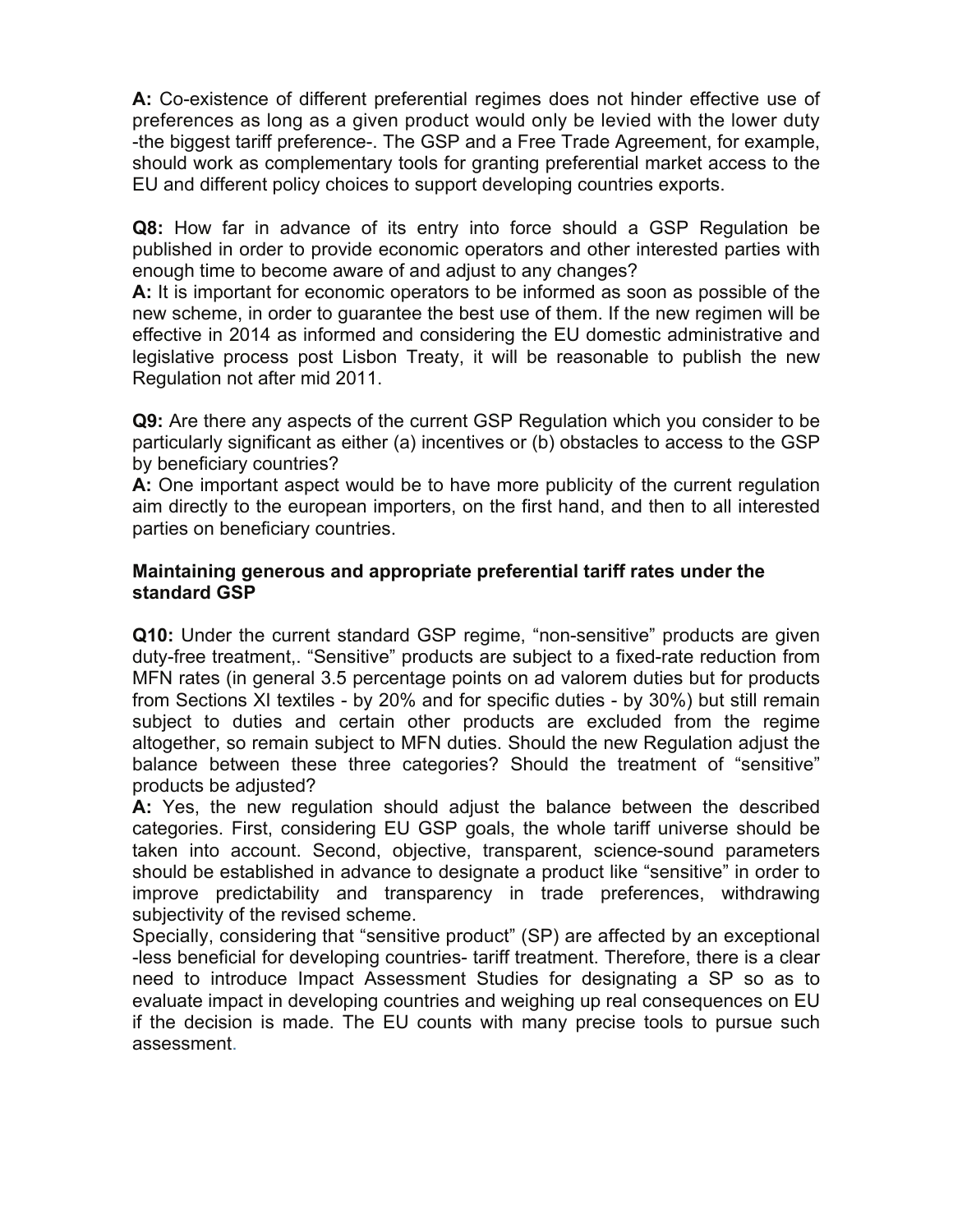**A:** Co-existence of different preferential regimes does not hinder effective use of preferences as long as a given product would only be levied with the lower duty -the biggest tariff preference-. The GSP and a Free Trade Agreement, for example, should work as complementary tools for granting preferential market access to the EU and different policy choices to support developing countries exports.

**Q8:** How far in advance of its entry into force should a GSP Regulation be published in order to provide economic operators and other interested parties with enough time to become aware of and adjust to any changes?
**A:** It is important for economic operators to be informed as soon as possible of the new scheme, in order to guarantee the best use of them. If the new regimen will be effective in 2014 as informed and considering the EU domestic administrative and legislative process post Lisbon Treaty, it will be reasonable to publish the new Regulation not after mid 2011.

**Q9:** Are there any aspects of the current GSP Regulation which you consider to be particularly significant as either (a) incentives or (b) obstacles to access to the GSP by beneficiary countries?
**A:** One important aspect would be to have more publicity of the current regulation aim directly to the european importers, on the first hand, and then to all interested parties on beneficiary countries.

**Maintaining generous and appropriate preferential tariff rates under the standard GSP**

**Q10:** Under the current standard GSP regime, "non-sensitive" products are given duty-free treatment,. "Sensitive" products are subject to a fixed-rate reduction from MFN rates (in general 3.5 percentage points on ad valorem duties but for products from Sections XI textiles - by 20% and for specific duties - by 30%) but still remain subject to duties and certain other products are excluded from the regime altogether, so remain subject to MFN duties. Should the new Regulation adjust the balance between these three categories? Should the treatment of "sensitive" products be adjusted?
**A:** Yes, the new regulation should adjust the balance between the described categories. First, considering EU GSP goals, the whole tariff universe should be taken into account. Second, objective, transparent, science-sound parameters should be established in advance to designate a product like "sensitive" in order to improve predictability and transparency in trade preferences, withdrawing subjectivity of the revised scheme.
Specially, considering that "sensitive product" (SP) are affected by an exceptional -less beneficial for developing countries- tariff treatment. Therefore, there is a clear need to introduce Impact Assessment Studies for designating a SP so as to evaluate impact in developing countries and weighing up real consequences on EU if the decision is made. The EU counts with many precise tools to pursue such assessment.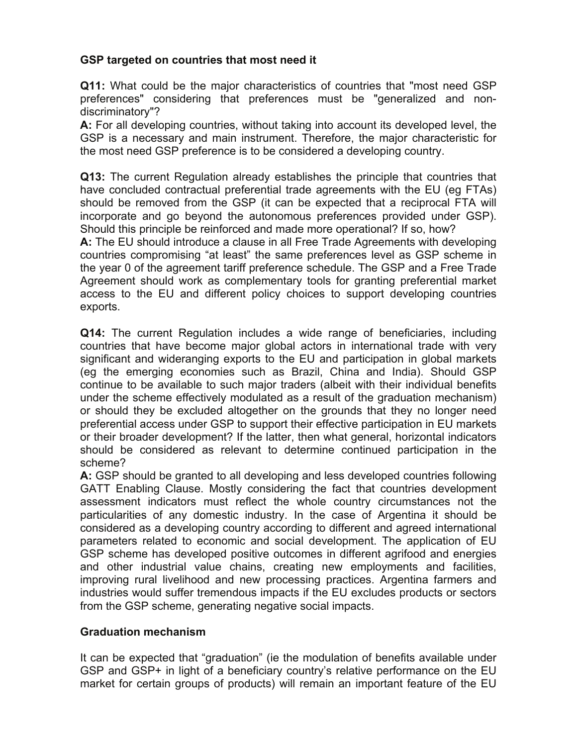**GSP targeted on countries that most need it**

**Q11:** What could be the major characteristics of countries that "most need GSP preferences" considering that preferences must be "generalized and non-discriminatory"?
**A:** For all developing countries, without taking into account its developed level, the GSP is a necessary and main instrument. Therefore, the major characteristic for the most need GSP preference is to be considered a developing country.

**Q13:** The current Regulation already establishes the principle that countries that have concluded contractual preferential trade agreements with the EU (eg FTAs) should be removed from the GSP (it can be expected that a reciprocal FTA will incorporate and go beyond the autonomous preferences provided under GSP). Should this principle be reinforced and made more operational? If so, how?
**A:** The EU should introduce a clause in all Free Trade Agreements with developing countries compromising "at least" the same preferences level as GSP scheme in the year 0 of the agreement tariff preference schedule. The GSP and a Free Trade Agreement should work as complementary tools for granting preferential market access to the EU and different policy choices to support developing countries exports.

**Q14:** The current Regulation includes a wide range of beneficiaries, including countries that have become major global actors in international trade with very significant and wideranging exports to the EU and participation in global markets (eg the emerging economies such as Brazil, China and India). Should GSP continue to be available to such major traders (albeit with their individual benefits under the scheme effectively modulated as a result of the graduation mechanism) or should they be excluded altogether on the grounds that they no longer need preferential access under GSP to support their effective participation in EU markets or their broader development? If the latter, then what general, horizontal indicators should be considered as relevant to determine continued participation in the scheme?
**A:** GSP should be granted to all developing and less developed countries following GATT Enabling Clause. Mostly considering the fact that countries development assessment indicators must reflect the whole country circumstances not the particularities of any domestic industry. In the case of Argentina it should be considered as a developing country according to different and agreed international parameters related to economic and social development. The application of EU GSP scheme has developed positive outcomes in different agrifood and energies and other industrial value chains, creating new employments and facilities, improving rural livelihood and new processing practices. Argentina farmers and industries would suffer tremendous impacts if the EU excludes products or sectors from the GSP scheme, generating negative social impacts.

**Graduation mechanism**

It can be expected that "graduation" (ie the modulation of benefits available under GSP and GSP+ in light of a beneficiary country's relative performance on the EU market for certain groups of products) will remain an important feature of the EU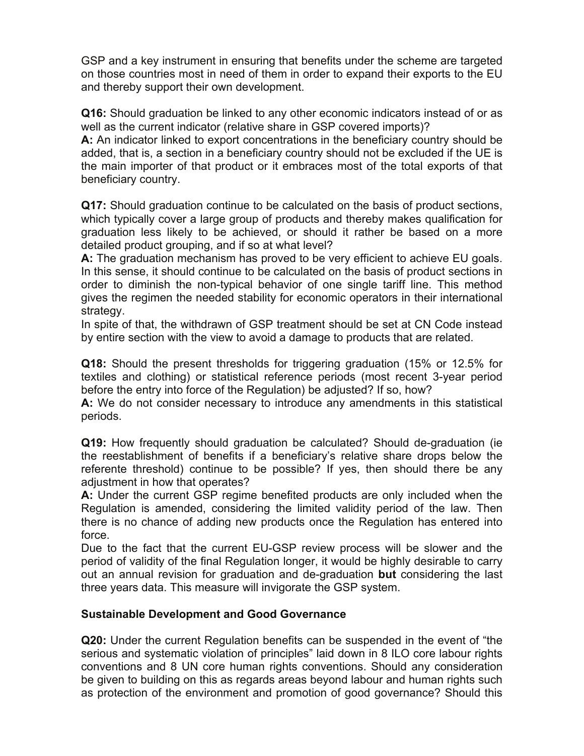GSP and a key instrument in ensuring that benefits under the scheme are targeted on those countries most in need of them in order to expand their exports to the EU and thereby support their own development.

**Q16:** Should graduation be linked to any other economic indicators instead of or as well as the current indicator (relative share in GSP covered imports)?
**A:** An indicator linked to export concentrations in the beneficiary country should be added, that is, a section in a beneficiary country should not be excluded if the UE is the main importer of that product or it embraces most of the total exports of that beneficiary country.

**Q17:** Should graduation continue to be calculated on the basis of product sections, which typically cover a large group of products and thereby makes qualification for graduation less likely to be achieved, or should it rather be based on a more detailed product grouping, and if so at what level?
**A:** The graduation mechanism has proved to be very efficient to achieve EU goals. In this sense, it should continue to be calculated on the basis of product sections in order to diminish the non-typical behavior of one single tariff line. This method gives the regimen the needed stability for economic operators in their international strategy.
In spite of that, the withdrawn of GSP treatment should be set at CN Code instead by entire section with the view to avoid a damage to products that are related.

**Q18:** Should the present thresholds for triggering graduation (15% or 12.5% for textiles and clothing) or statistical reference periods (most recent 3-year period before the entry into force of the Regulation) be adjusted? If so, how?
**A:** We do not consider necessary to introduce any amendments in this statistical periods.

**Q19:** How frequently should graduation be calculated? Should de-graduation (ie the reestablishment of benefits if a beneficiary's relative share drops below the referente threshold) continue to be possible? If yes, then should there be any adjustment in how that operates?
**A:** Under the current GSP regime benefited products are only included when the Regulation is amended, considering the limited validity period of the law. Then there is no chance of adding new products once the Regulation has entered into force.
Due to the fact that the current EU-GSP review process will be slower and the period of validity of the final Regulation longer, it would be highly desirable to carry out an annual revision for graduation and de-graduation **but** considering the last three years data. This measure will invigorate the GSP system.

## Sustainable Development and Good Governance

**Q20:** Under the current Regulation benefits can be suspended in the event of "the serious and systematic violation of principles" laid down in 8 ILO core labour rights conventions and 8 UN core human rights conventions. Should any consideration be given to building on this as regards areas beyond labour and human rights such as protection of the environment and promotion of good governance? Should this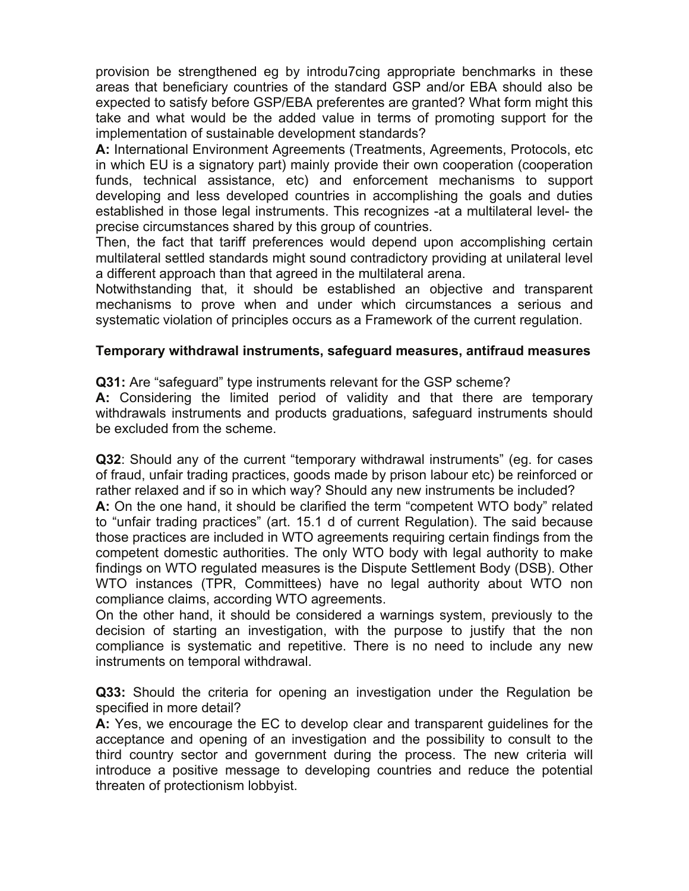provision be strengthened eg by introdu7cing appropriate benchmarks in these areas that beneficiary countries of the standard GSP and/or EBA should also be expected to satisfy before GSP/EBA preferentes are granted? What form might this take and what would be the added value in terms of promoting support for the implementation of sustainable development standards?

**A:** International Environment Agreements (Treatments, Agreements, Protocols, etc in which EU is a signatory part) mainly provide their own cooperation (cooperation funds, technical assistance, etc) and enforcement mechanisms to support developing and less developed countries in accomplishing the goals and duties established in those legal instruments. This recognizes -at a multilateral level- the precise circumstances shared by this group of countries.

Then, the fact that tariff preferences would depend upon accomplishing certain multilateral settled standards might sound contradictory providing at unilateral level a different approach than that agreed in the multilateral arena.

Notwithstanding that, it should be established an objective and transparent mechanisms to prove when and under which circumstances a serious and systematic violation of principles occurs as a Framework of the current regulation.

**Temporary withdrawal instruments, safeguard measures, antifraud measures**

**Q31:** Are "safeguard" type instruments relevant for the GSP scheme?

**A:** Considering the limited period of validity and that there are temporary withdrawals instruments and products graduations, safeguard instruments should be excluded from the scheme.

**Q32**: Should any of the current "temporary withdrawal instruments" (eg. for cases of fraud, unfair trading practices, goods made by prison labour etc) be reinforced or rather relaxed and if so in which way? Should any new instruments be included?

**A:** On the one hand, it should be clarified the term "competent WTO body" related to "unfair trading practices" (art. 15.1 d of current Regulation). The said because those practices are included in WTO agreements requiring certain findings from the competent domestic authorities. The only WTO body with legal authority to make findings on WTO regulated measures is the Dispute Settlement Body (DSB). Other WTO instances (TPR, Committees) have no legal authority about WTO non compliance claims, according WTO agreements.

On the other hand, it should be considered a warnings system, previously to the decision of starting an investigation, with the purpose to justify that the non compliance is systematic and repetitive. There is no need to include any new instruments on temporal withdrawal.

**Q33:** Should the criteria for opening an investigation under the Regulation be specified in more detail?

**A:** Yes, we encourage the EC to develop clear and transparent guidelines for the acceptance and opening of an investigation and the possibility to consult to the third country sector and government during the process. The new criteria will introduce a positive message to developing countries and reduce the potential threaten of protectionism lobbyist.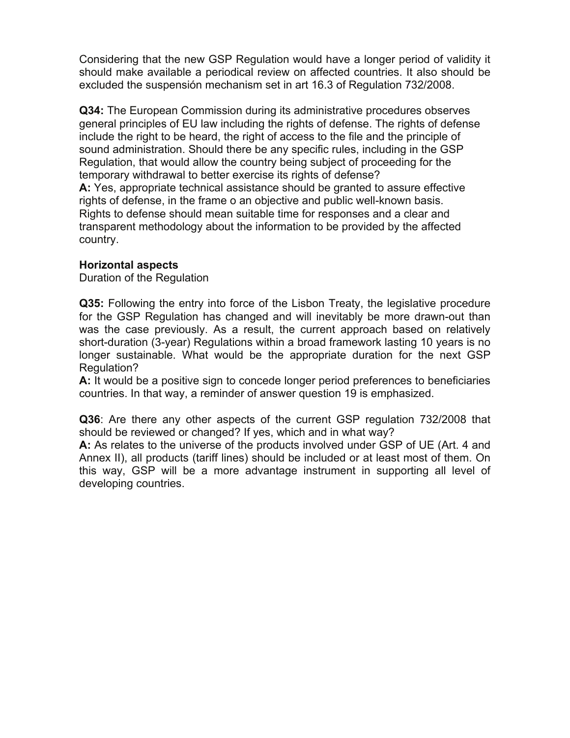Considering that the new GSP Regulation would have a longer period of validity it should make available a periodical review on affected countries. It also should be excluded the suspensión mechanism set in art 16.3 of Regulation 732/2008.

**Q34:** The European Commission during its administrative procedures observes general principles of EU law including the rights of defense. The rights of defense include the right to be heard, the right of access to the file and the principle of sound administration. Should there be any specific rules, including in the GSP Regulation, that would allow the country being subject of proceeding for the temporary withdrawal to better exercise its rights of defense?
**A:** Yes, appropriate technical assistance should be granted to assure effective rights of defense, in the frame o an objective and public well-known basis. Rights to defense should mean suitable time for responses and a clear and transparent methodology about the information to be provided by the affected country.

**Horizontal aspects**
Duration of the Regulation

**Q35:** Following the entry into force of the Lisbon Treaty, the legislative procedure for the GSP Regulation has changed and will inevitably be more drawn-out than was the case previously. As a result, the current approach based on relatively short-duration (3-year) Regulations within a broad framework lasting 10 years is no longer sustainable. What would be the appropriate duration for the next GSP Regulation?
**A:** It would be a positive sign to concede longer period preferences to beneficiaries countries. In that way, a reminder of answer question 19 is emphasized.

**Q36**: Are there any other aspects of the current GSP regulation 732/2008 that should be reviewed or changed? If yes, which and in what way?
**A:** As relates to the universe of the products involved under GSP of UE (Art. 4 and Annex II), all products (tariff lines) should be included or at least most of them. On this way, GSP will be a more advantage instrument in supporting all level of developing countries.